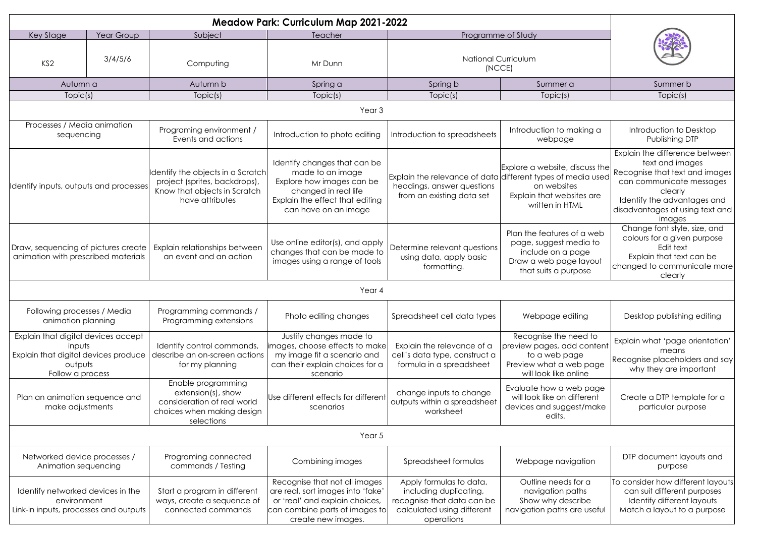# Meadow Park: Curriculum Map 2021-2022

| Key Stage | Year Group | Subject | Teacher | Programme of Study |
|---|---|---|---|---|
| KS2 | 3/4/5/6 | Computing | Mr Dunn | National Curriculum (NCCE) |

| Autumn a | Autumn b | Spring a | Spring b | Summer a | Summer b |
|---|---|---|---|---|---|
| Topic(s) | Topic(s) | Topic(s) | Topic(s) | Topic(s) | Topic(s) |
| **Year 3** | | | | | |
| Processes / Media animation sequencing | Programing environment / Events and actions | Introduction to photo editing | Introduction to spreadsheets | Introduction to making a webpage | Introduction to Desktop Publishing DTP |
| Identify inputs, outputs and processes | Identify the objects in a Scratch project (sprites, backdrops), Know that objects in Scratch have attributes | Identify changes that can be made to an image<br>Explore how images can be changed in real life<br>Explain the effect that editing can have on an image | Explain the relevance of data headings, answer questions from an existing data set | Explore a website, discuss the different types of media used on websites<br>Explain that websites are written in HTML | Explain the difference between text and images<br>Recognise that text and images can communicate messages clearly<br>Identify the advantages and disadvantages of using text and images |
| Draw, sequencing of pictures create animation with prescribed materials | Explain relationships between an event and an action | Use online editor(s), and apply changes that can be made to images using a range of tools | Determine relevant questions using data, apply basic formatting. | Plan the features of a web page, suggest media to include on a page<br>Draw a web page layout that suits a purpose | Change font style, size, and colours for a given purpose<br>Edit text<br>Explain that text can be changed to communicate more clearly |
| **Year 4** | | | | | |
| Following processes / Media animation planning | Programming commands / Programming extensions | Photo editing changes | Spreadsheet cell data types | Webpage editing | Desktop publishing editing |
| Explain that digital devices accept inputs<br>Explain that digital devices produce outputs<br>Follow a process | Identify control commands, describe an on-screen actions for my planning | Justify changes made to images, choose effects to make my image fit a scenario and can their explain choices for a scenario | Explain the relevance of a cell's data type, construct a formula in a spreadsheet | Recognise the need to preview pages, add content to a web page<br>Preview what a web page will look like online | Explain what 'page orientation' means<br>Recognise placeholders and say why they are important |
| Plan an animation sequence and make adjustments | Enable programming extension(s), show consideration of real world choices when making design selections | Use different effects for different scenarios | change inputs to change outputs within a spreadsheet worksheet | Evaluate how a web page will look like on different devices and suggest/make edits. | Create a DTP template for a particular purpose |
| **Year 5** | | | | | |
| Networked device processes / Animation sequencing | Programing connected commands / Testing | Combining images | Spreadsheet formulas | Webpage navigation | DTP document layouts and purpose |
| Identify networked devices in the environment<br>Link-in inputs, processes and outputs | Start a program in different ways, create a sequence of connected commands | Recognise that not all images are real, sort images into 'fake' or 'real' and explain choices, can combine parts of images to create new images. | Apply formulas to data, including duplicating, recognise that data can be calculated using different operations | Outline needs for a navigation paths<br>Show why describe navigation paths are useful | To consider how different layouts can suit different purposes<br>Identify different layouts<br>Match a layout to a purpose |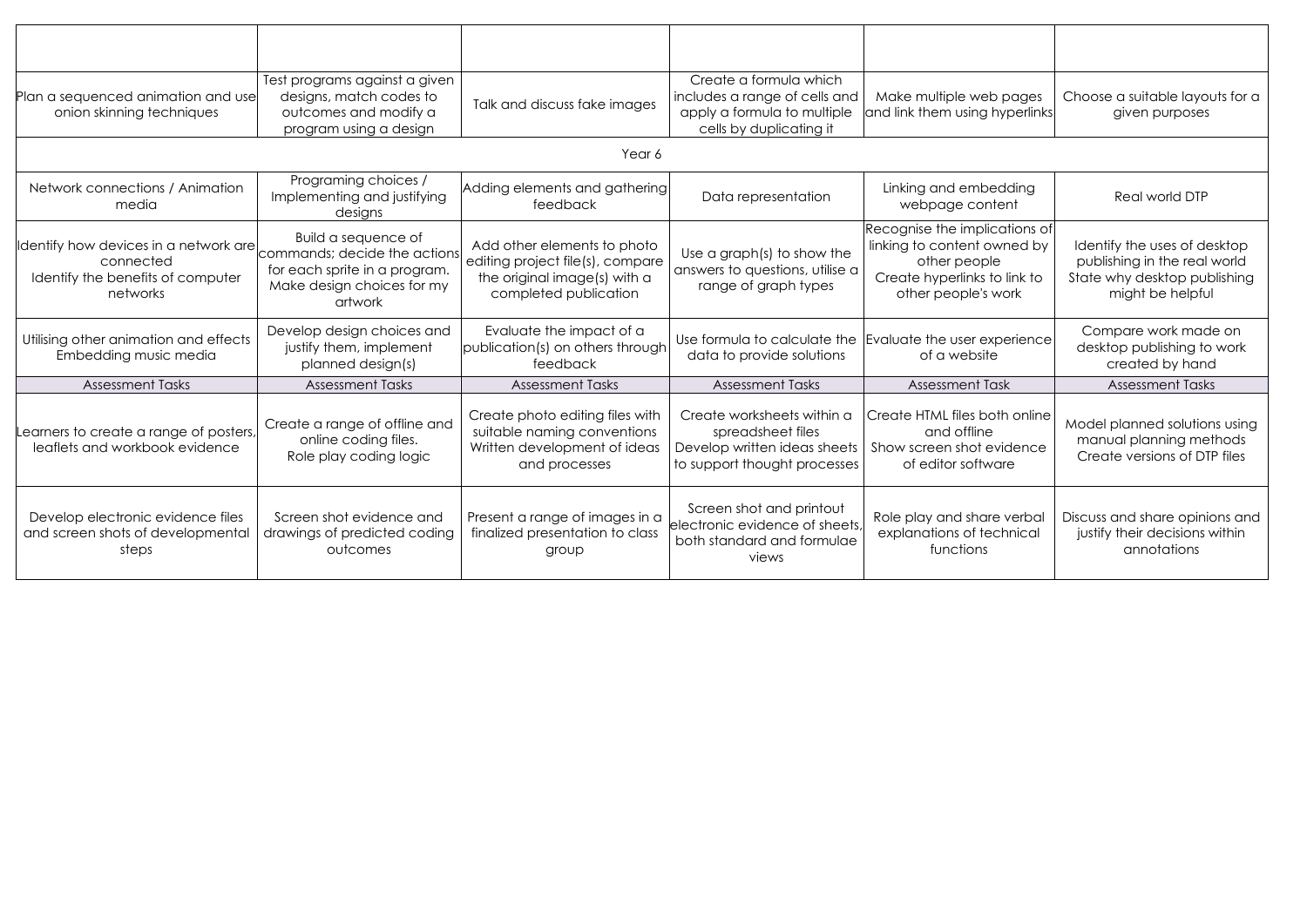| | | | | | |
|---|---|---|---|---|---|
| Plan a sequenced animation and use onion skinning techniques | Test programs against a given designs, match codes to outcomes and modify a program using a design | Talk and discuss fake images | Create a formula which includes a range of cells and apply a formula to multiple cells by duplicating it | Make multiple web pages and link them using hyperlinks | Choose a suitable layouts for a given purposes |
| Year 6 | | | | | |
| Network connections / Animation media | Programing choices / Implementing and justifying designs | Adding elements and gathering feedback | Data representation | Linking and embedding webpage content | Real world DTP |
| Identify how devices in a network are connected<br>Identify the benefits of computer networks | Build a sequence of commands; decide the actions for each sprite in a program. Make design choices for my artwork | Add other elements to photo editing project file(s), compare the original image(s) with a completed publication | Use a graph(s) to show the answers to questions, utilise a range of graph types | Recognise the implications of linking to content owned by other people<br>Create hyperlinks to link to other people's work | Identify the uses of desktop publishing in the real world<br>State why desktop publishing might be helpful |
| Utilising other animation and effects<br>Embedding music media | Develop design choices and justify them, implement planned design(s) | Evaluate the impact of a publication(s) on others through feedback | Use formula to calculate the data to provide solutions | Evaluate the user experience of a website | Compare work made on desktop publishing to work created by hand |
| Assessment Tasks | Assessment Tasks | Assessment Tasks | Assessment Tasks | Assessment Task | Assessment Tasks |
| Learners to create a range of posters, leaflets and workbook evidence | Create a range of offline and online coding files.<br>Role play coding logic | Create photo editing files with suitable naming conventions<br>Written development of ideas and processes | Create worksheets within a spreadsheet files<br>Develop written ideas sheets to support thought processes | Create HTML files both online and offline<br>Show screen shot evidence of editor software | Model planned solutions using manual planning methods<br>Create versions of DTP files |
| Develop electronic evidence files and screen shots of developmental steps | Screen shot evidence and drawings of predicted coding outcomes | Present a range of images in a finalized presentation to class group | Screen shot and printout electronic evidence of sheets, both standard and formulae views | Role play and share verbal explanations of technical functions | Discuss and share opinions and justify their decisions within annotations |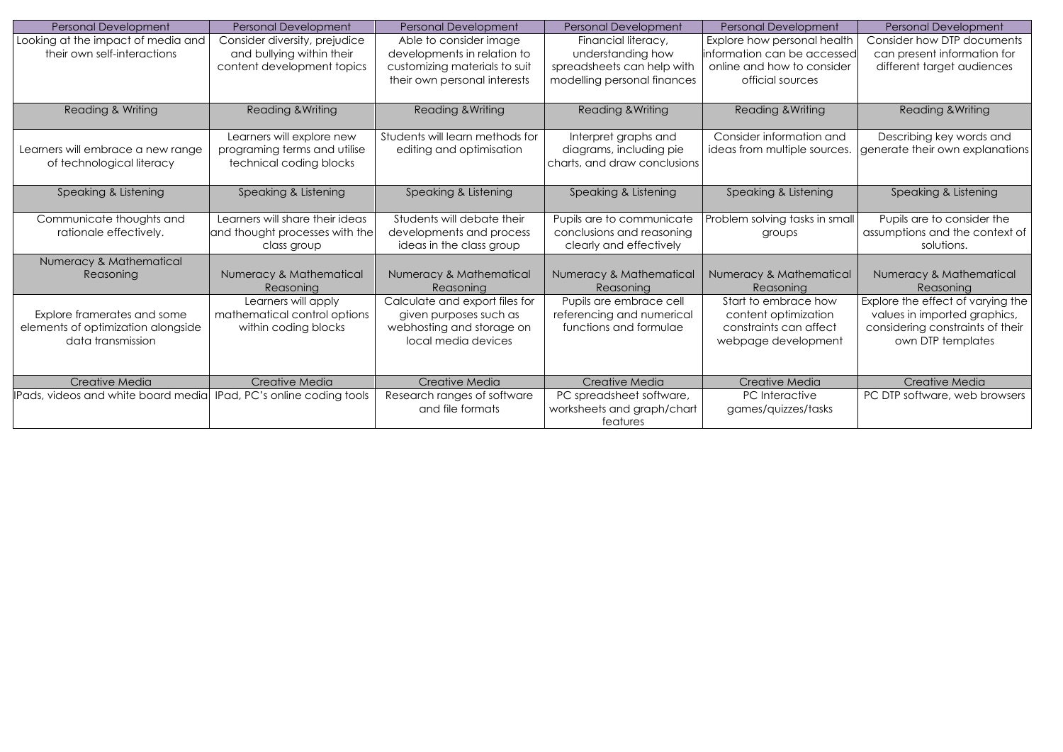| | | | | | |
|---|---|---|---|---|---|
| Personal Development | Personal Development | Personal Development | Personal Development | Personal Development | Personal Development |
| Looking at the impact of media and their own self-interactions | Consider diversity, prejudice and bullying within their content development topics | Able to consider image developments in relation to customizing materials to suit their own personal interests | Financial literacy, understanding how spreadsheets can help with modelling personal finances | Explore how personal health information can be accessed online and how to consider official sources | Consider how DTP documents can present information for different target audiences |
| Reading & Writing | Reading &Writing | Reading &Writing | Reading &Writing | Reading &Writing | Reading &Writing |
| Learners will embrace a new range of technological literacy | Learners will explore new programing terms and utilise technical coding blocks | Students will learn methods for editing and optimisation | Interpret graphs and diagrams, including pie charts, and draw conclusions | Consider information and ideas from multiple sources. | Describing key words and generate their own explanations |
| Speaking & Listening | Speaking & Listening | Speaking & Listening | Speaking & Listening | Speaking & Listening | Speaking & Listening |
| Communicate thoughts and rationale effectively. | Learners will share their ideas and thought processes with the class group | Students will debate their developments and process ideas in the class group | Pupils are to communicate conclusions and reasoning clearly and effectively | Problem solving tasks in small groups | Pupils are to consider the assumptions and the context of solutions. |
| Numeracy & Mathematical Reasoning | Numeracy & Mathematical Reasoning | Numeracy & Mathematical Reasoning | Numeracy & Mathematical Reasoning | Numeracy & Mathematical Reasoning | Numeracy & Mathematical Reasoning |
| Explore framerates and some elements of optimization alongside data transmission | Learners will apply mathematical control options within coding blocks | Calculate and export files for given purposes such as webhosting and storage on local media devices | Pupils are embrace cell referencing and numerical functions and formulae | Start to embrace how content optimization constraints can affect webpage development | Explore the effect of varying the values in imported graphics, considering constraints of their own DTP templates |
| Creative Media | Creative Media | Creative Media | Creative Media | Creative Media | Creative Media |
| IPads, videos and white board media | IPad, PC's online coding tools | Research ranges of software and file formats | PC spreadsheet software, worksheets and graph/chart features | PC Interactive games/quizzes/tasks | PC DTP software, web browsers |